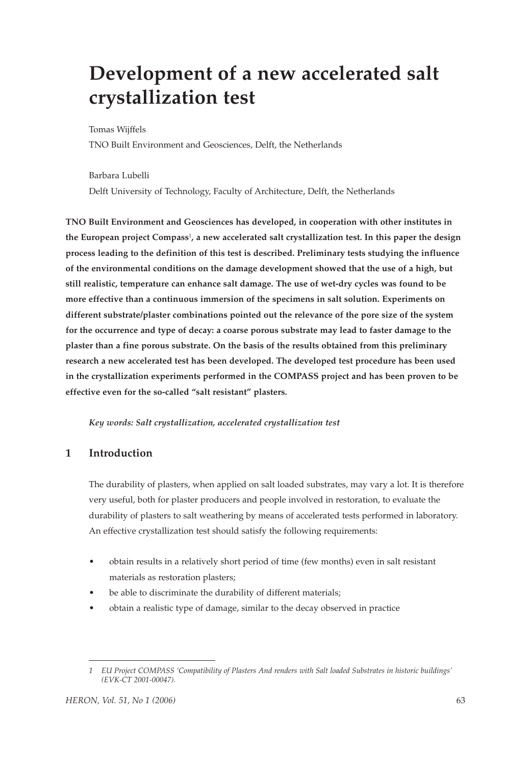# Development of a new accelerated salt crystallization test

Tomas Wijffels

TNO Built Environment and Geosciences, Delft, the Netherlands

Barbara Lubelli

Delft University of Technology, Faculty of Architecture, Delft, the Netherlands

**TNO Built Environment and Geosciences has developed, in cooperation with other institutes in the European project Compass[1], a new accelerated salt crystallization test. In this paper the design process leading to the definition of this test is described. Preliminary tests studying the influence of the environmental conditions on the damage development showed that the use of a high, but still realistic, temperature can enhance salt damage. The use of wet-dry cycles was found to be more effective than a continuous immersion of the specimens in salt solution. Experiments on different substrate/plaster combinations pointed out the relevance of the pore size of the system for the occurrence and type of decay: a coarse porous substrate may lead to faster damage to the plaster than a fine porous substrate. On the basis of the results obtained from this preliminary research a new accelerated test has been developed. The developed test procedure has been used in the crystallization experiments performed in the COMPASS project and has been proven to be effective even for the so-called "salt resistant" plasters.**

***Key words: Salt crystallization, accelerated crystallization test***

## 1 Introduction

The durability of plasters, when applied on salt loaded substrates, may vary a lot. It is therefore very useful, both for plaster producers and people involved in restoration, to evaluate the durability of plasters to salt weathering by means of accelerated tests performed in laboratory. An effective crystallization test should satisfy the following requirements:

- obtain results in a relatively short period of time (few months) even in salt resistant materials as restoration plasters;
- be able to discriminate the durability of different materials;
- obtain a realistic type of damage, similar to the decay observed in practice

---

1 *EU Project COMPASS 'Compatibility of Plasters And renders with Salt loaded Substrates in historic buildings' (EVK-CT 2001-00047).*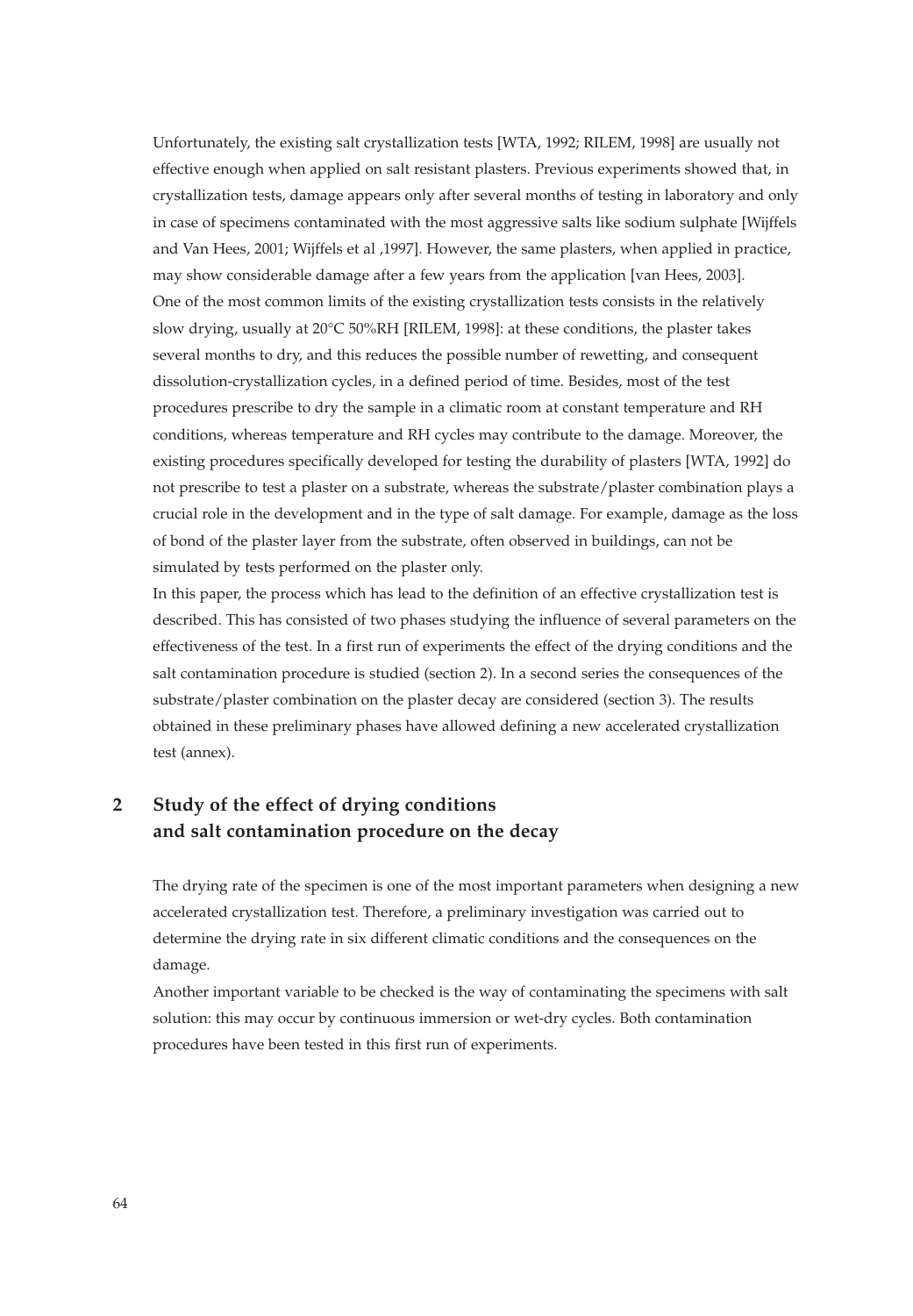Unfortunately, the existing salt crystallization tests [WTA, 1992; RILEM, 1998] are usually not effective enough when applied on salt resistant plasters. Previous experiments showed that, in crystallization tests, damage appears only after several months of testing in laboratory and only in case of specimens contaminated with the most aggressive salts like sodium sulphate [Wijffels and Van Hees, 2001; Wijffels et al ,1997]. However, the same plasters, when applied in practice, may show considerable damage after a few years from the application [van Hees, 2003].

One of the most common limits of the existing crystallization tests consists in the relatively slow drying, usually at 20°C 50%RH [RILEM, 1998]: at these conditions, the plaster takes several months to dry, and this reduces the possible number of rewetting, and consequent dissolution-crystallization cycles, in a defined period of time. Besides, most of the test procedures prescribe to dry the sample in a climatic room at constant temperature and RH conditions, whereas temperature and RH cycles may contribute to the damage. Moreover, the existing procedures specifically developed for testing the durability of plasters [WTA, 1992] do not prescribe to test a plaster on a substrate, whereas the substrate/plaster combination plays a crucial role in the development and in the type of salt damage. For example, damage as the loss of bond of the plaster layer from the substrate, often observed in buildings, can not be simulated by tests performed on the plaster only.

In this paper, the process which has lead to the definition of an effective crystallization test is described. This has consisted of two phases studying the influence of several parameters on the effectiveness of the test. In a first run of experiments the effect of the drying conditions and the salt contamination procedure is studied (section 2). In a second series the consequences of the substrate/plaster combination on the plaster decay are considered (section 3). The results obtained in these preliminary phases have allowed defining a new accelerated crystallization test (annex).

## 2 Study of the effect of drying conditions and salt contamination procedure on the decay

The drying rate of the specimen is one of the most important parameters when designing a new accelerated crystallization test. Therefore, a preliminary investigation was carried out to determine the drying rate in six different climatic conditions and the consequences on the damage.

Another important variable to be checked is the way of contaminating the specimens with salt solution: this may occur by continuous immersion or wet-dry cycles. Both contamination procedures have been tested in this first run of experiments.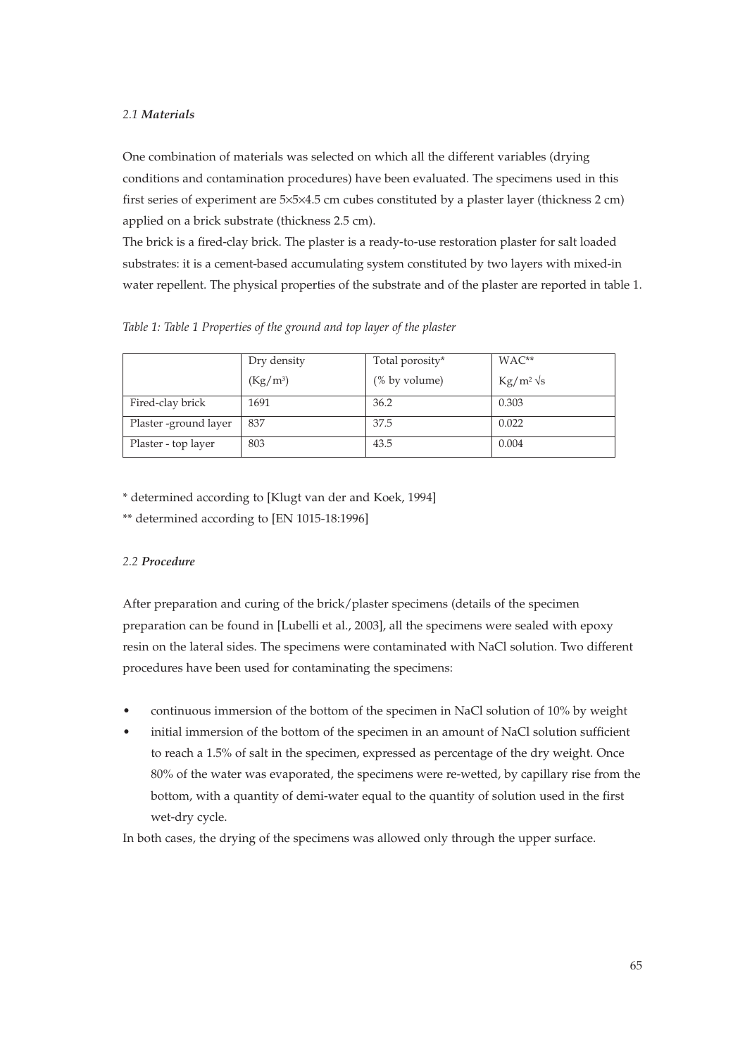### 2.1 ***Materials***

One combination of materials was selected on which all the different variables (drying conditions and contamination procedures) have been evaluated. The specimens used in this first series of experiment are 5×5×4.5 cm cubes constituted by a plaster layer (thickness 2 cm) applied on a brick substrate (thickness 2.5 cm).

The brick is a fired-clay brick. The plaster is a ready-to-use restoration plaster for salt loaded substrates: it is a cement-based accumulating system constituted by two layers with mixed-in water repellent. The physical properties of the substrate and of the plaster are reported in table 1.

*Table 1: Table 1 Properties of the ground and top layer of the plaster*

| | Dry density (Kg/m$^3$) | Total porosity* (% by volume) | WAC** Kg/m$^2$ √s |
|---|---|---|---|
| Fired-clay brick | 1691 | 36.2 | 0.303 |
| Plaster -ground layer | 837 | 37.5 | 0.022 |
| Plaster - top layer | 803 | 43.5 | 0.004 |

\* determined according to [Klugt van der and Koek, 1994]

\** determined according to [EN 1015-18:1996]

### 2.2 ***Procedure***

After preparation and curing of the brick/plaster specimens (details of the specimen preparation can be found in [Lubelli et al., 2003], all the specimens were sealed with epoxy resin on the lateral sides. The specimens were contaminated with NaCl solution. Two different procedures have been used for contaminating the specimens:

- continuous immersion of the bottom of the specimen in NaCl solution of 10% by weight
- initial immersion of the bottom of the specimen in an amount of NaCl solution sufficient to reach a 1.5% of salt in the specimen, expressed as percentage of the dry weight. Once 80% of the water was evaporated, the specimens were re-wetted, by capillary rise from the bottom, with a quantity of demi-water equal to the quantity of solution used in the first wet-dry cycle.

In both cases, the drying of the specimens was allowed only through the upper surface.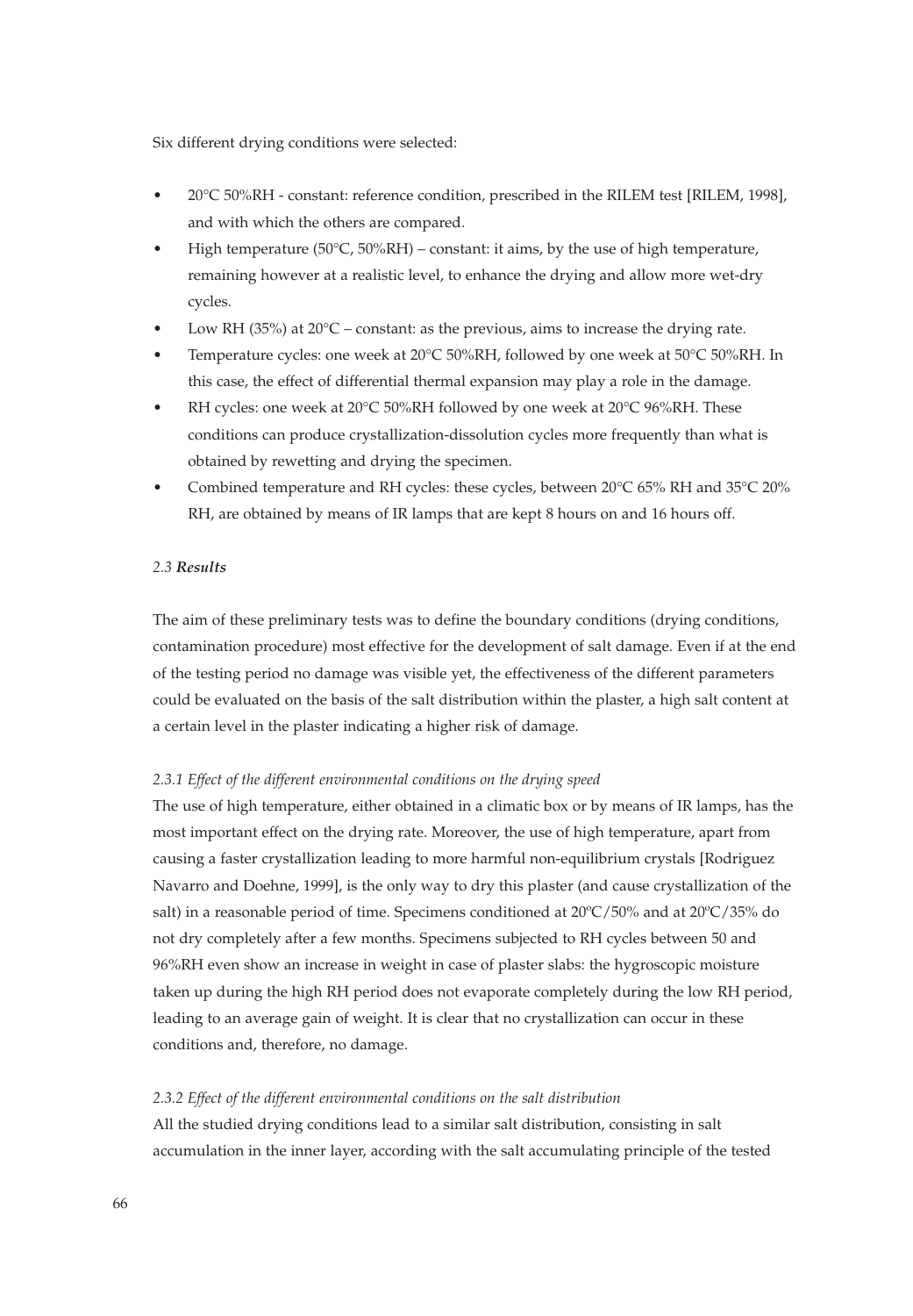Six different drying conditions were selected:

- 20°C 50%RH - constant: reference condition, prescribed in the RILEM test [RILEM, 1998], and with which the others are compared.
- High temperature (50°C, 50%RH) – constant: it aims, by the use of high temperature, remaining however at a realistic level, to enhance the drying and allow more wet-dry cycles.
- Low RH (35%) at 20°C – constant: as the previous, aims to increase the drying rate.
- Temperature cycles: one week at 20°C 50%RH, followed by one week at 50°C 50%RH. In this case, the effect of differential thermal expansion may play a role in the damage.
- RH cycles: one week at 20°C 50%RH followed by one week at 20°C 96%RH. These conditions can produce crystallization-dissolution cycles more frequently than what is obtained by rewetting and drying the specimen.
- Combined temperature and RH cycles: these cycles, between 20°C 65% RH and 35°C 20% RH, are obtained by means of IR lamps that are kept 8 hours on and 16 hours off.

### *2.3 **Results***

The aim of these preliminary tests was to define the boundary conditions (drying conditions, contamination procedure) most effective for the development of salt damage. Even if at the end of the testing period no damage was visible yet, the effectiveness of the different parameters could be evaluated on the basis of the salt distribution within the plaster, a high salt content at a certain level in the plaster indicating a higher risk of damage.

#### *2.3.1 Effect of the different environmental conditions on the drying speed*

The use of high temperature, either obtained in a climatic box or by means of IR lamps, has the most important effect on the drying rate. Moreover, the use of high temperature, apart from causing a faster crystallization leading to more harmful non-equilibrium crystals [Rodriguez Navarro and Doehne, 1999], is the only way to dry this plaster (and cause crystallization of the salt) in a reasonable period of time. Specimens conditioned at 20ºC/50% and at 20ºC/35% do not dry completely after a few months. Specimens subjected to RH cycles between 50 and 96%RH even show an increase in weight in case of plaster slabs: the hygroscopic moisture taken up during the high RH period does not evaporate completely during the low RH period, leading to an average gain of weight. It is clear that no crystallization can occur in these conditions and, therefore, no damage.

#### *2.3.2 Effect of the different environmental conditions on the salt distribution*

All the studied drying conditions lead to a similar salt distribution, consisting in salt accumulation in the inner layer, according with the salt accumulating principle of the tested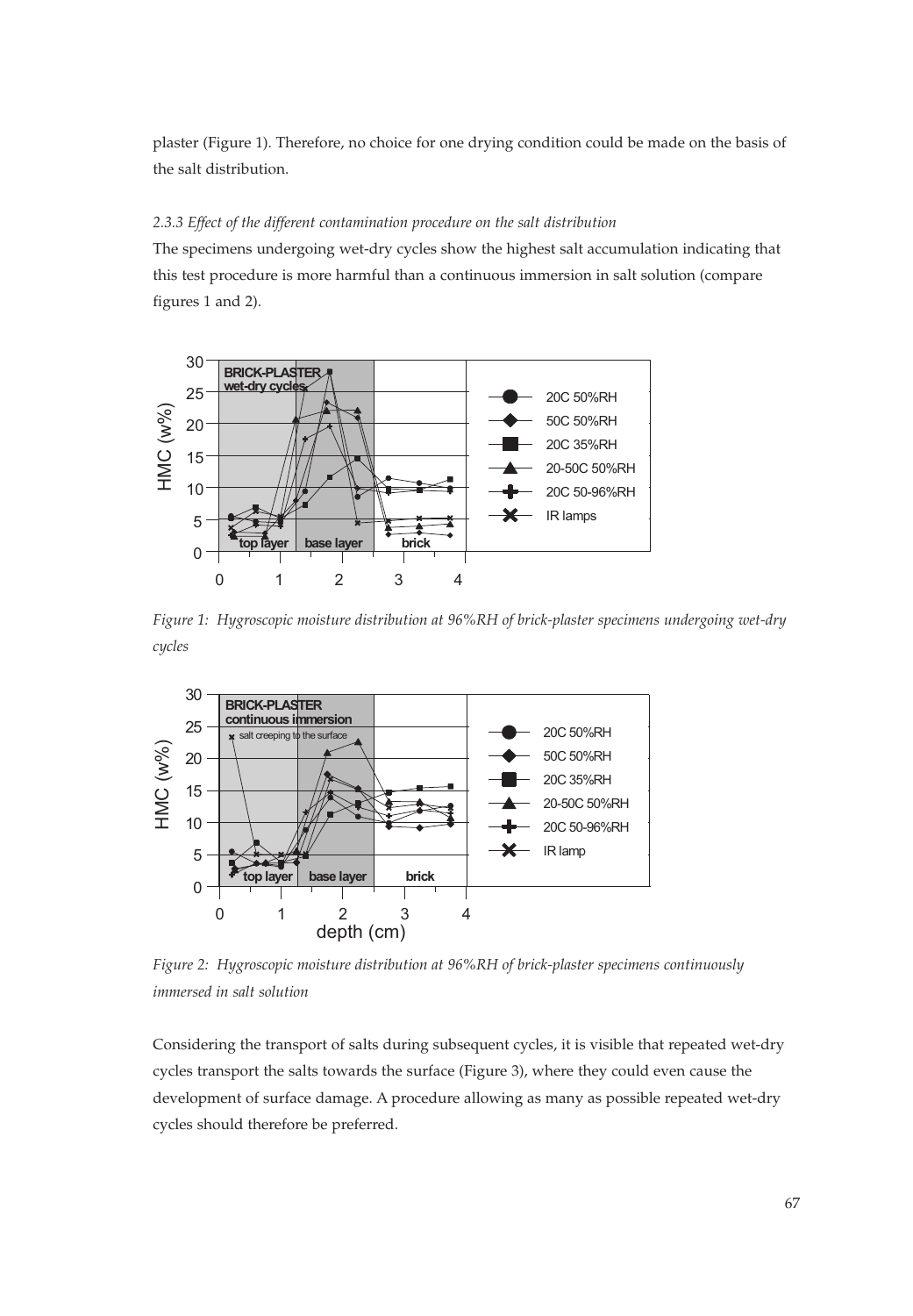plaster (Figure 1). Therefore, no choice for one drying condition could be made on the basis of the salt distribution.

*2.3.3 Effect of the different contamination procedure on the salt distribution*

The specimens undergoing wet-dry cycles show the highest salt accumulation indicating that this test procedure is more harmful than a continuous immersion in salt solution (compare figures 1 and 2).

*Figure 1: Hygroscopic moisture distribution at 96%RH of brick-plaster specimens undergoing wet-dry cycles*

*Figure 2: Hygroscopic moisture distribution at 96%RH of brick-plaster specimens continuously immersed in salt solution*

Considering the transport of salts during subsequent cycles, it is visible that repeated wet-dry cycles transport the salts towards the surface (Figure 3), where they could even cause the development of surface damage. A procedure allowing as many as possible repeated wet-dry cycles should therefore be preferred.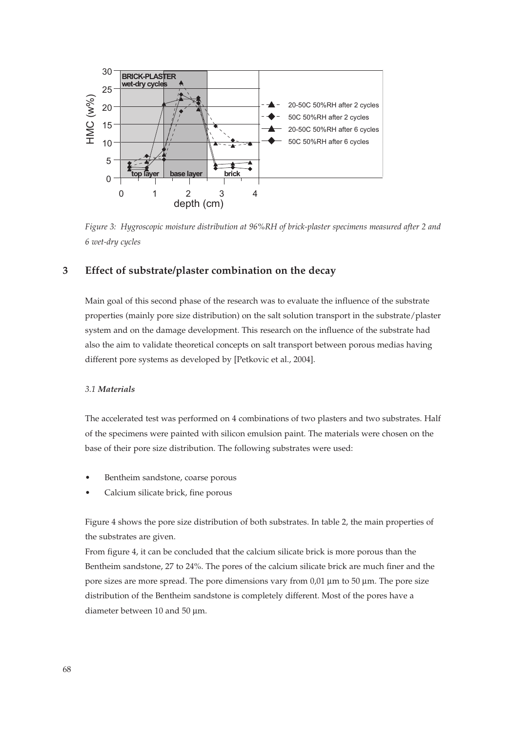Figure 3: Hygroscopic moisture distribution at 96%RH of brick-plaster specimens measured after 2 and 6 wet-dry cycles

## 3 Effect of substrate/plaster combination on the decay

Main goal of this second phase of the research was to evaluate the influence of the substrate properties (mainly pore size distribution) on the salt solution transport in the substrate/plaster system and on the damage development. This research on the influence of the substrate had also the aim to validate theoretical concepts on salt transport between porous medias having different pore systems as developed by [Petkovic et al., 2004].

### *3.1 Materials*

The accelerated test was performed on 4 combinations of two plasters and two substrates. Half of the specimens were painted with silicon emulsion paint. The materials were chosen on the base of their pore size distribution. The following substrates were used:

- Bentheim sandstone, coarse porous
- Calcium silicate brick, fine porous

Figure 4 shows the pore size distribution of both substrates. In table 2, the main properties of the substrates are given.

From figure 4, it can be concluded that the calcium silicate brick is more porous than the Bentheim sandstone, 27 to 24%. The pores of the calcium silicate brick are much finer and the pore sizes are more spread. The pore dimensions vary from 0,01 µm to 50 µm. The pore size distribution of the Bentheim sandstone is completely different. Most of the pores have a diameter between 10 and 50 µm.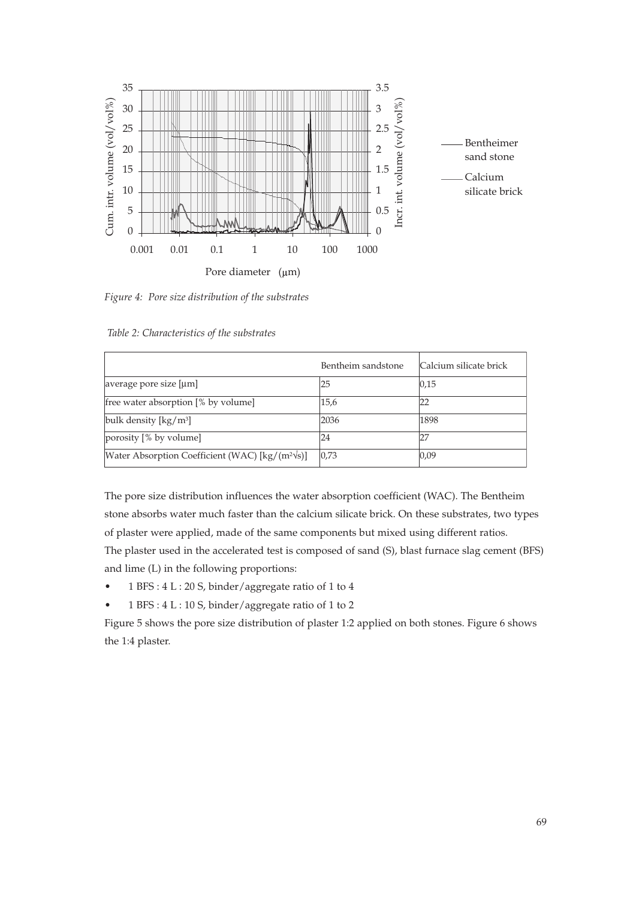*Figure 4: Pore size distribution of the substrates*

*Table 2: Characteristics of the substrates*

| | Bentheim sandstone | Calcium silicate brick |
|---|---|---|
| average pore size [µm] | 25 | 0,15 |
| free water absorption [% by volume] | 15,6 | 22 |
| bulk density [kg/m³] | 2036 | 1898 |
| porosity [% by volume] | 24 | 27 |
| Water Absorption Coefficient (WAC) [kg/(m²√s)] | 0,73 | 0,09 |

The pore size distribution influences the water absorption coefficient (WAC). The Bentheim stone absorbs water much faster than the calcium silicate brick. On these substrates, two types of plaster were applied, made of the same components but mixed using different ratios.
The plaster used in the accelerated test is composed of sand (S), blast furnace slag cement (BFS) and lime (L) in the following proportions:

- 1 BFS : 4 L : 20 S, binder/aggregate ratio of 1 to 4
- 1 BFS : 4 L : 10 S, binder/aggregate ratio of 1 to 2

Figure 5 shows the pore size distribution of plaster 1:2 applied on both stones. Figure 6 shows the 1:4 plaster.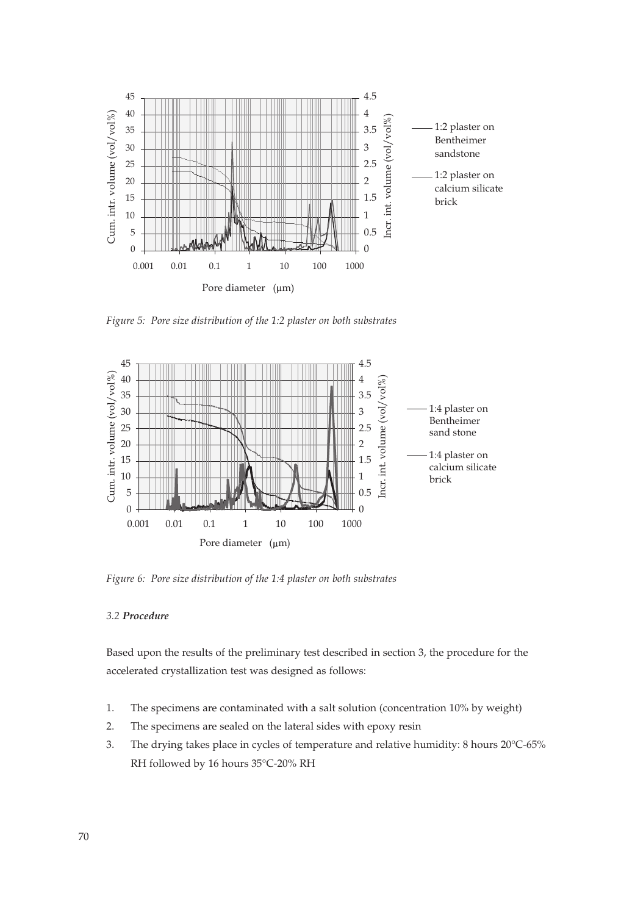Figure 5: Pore size distribution of the 1:2 plaster on both substrates

Figure 6: Pore size distribution of the 1:4 plaster on both substrates

### 3.2 *Procedure*

Based upon the results of the preliminary test described in section 3, the procedure for the accelerated crystallization test was designed as follows:

1. The specimens are contaminated with a salt solution (concentration 10% by weight)
2. The specimens are sealed on the lateral sides with epoxy resin
3. The drying takes place in cycles of temperature and relative humidity: 8 hours 20°C-65% RH followed by 16 hours 35°C-20% RH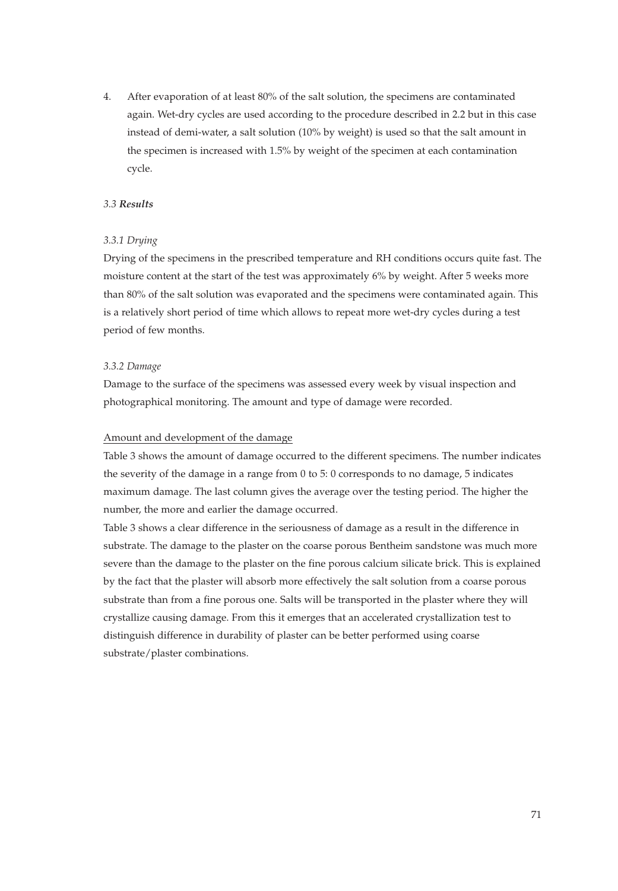4. After evaporation of at least 80% of the salt solution, the specimens are contaminated again. Wet-dry cycles are used according to the procedure described in 2.2 but in this case instead of demi-water, a salt solution (10% by weight) is used so that the salt amount in the specimen is increased with 1.5% by weight of the specimen at each contamination cycle.

### *3.3* ***Results***

#### *3.3.1 Drying*

Drying of the specimens in the prescribed temperature and RH conditions occurs quite fast. The moisture content at the start of the test was approximately 6% by weight. After 5 weeks more than 80% of the salt solution was evaporated and the specimens were contaminated again. This is a relatively short period of time which allows to repeat more wet-dry cycles during a test period of few months.

#### *3.3.2 Damage*

Damage to the surface of the specimens was assessed every week by visual inspection and photographical monitoring. The amount and type of damage were recorded.

<u>Amount and development of the damage</u>

Table 3 shows the amount of damage occurred to the different specimens. The number indicates the severity of the damage in a range from 0 to 5: 0 corresponds to no damage, 5 indicates maximum damage. The last column gives the average over the testing period. The higher the number, the more and earlier the damage occurred.

Table 3 shows a clear difference in the seriousness of damage as a result in the difference in substrate. The damage to the plaster on the coarse porous Bentheim sandstone was much more severe than the damage to the plaster on the fine porous calcium silicate brick. This is explained by the fact that the plaster will absorb more effectively the salt solution from a coarse porous substrate than from a fine porous one. Salts will be transported in the plaster where they will crystallize causing damage. From this it emerges that an accelerated crystallization test to distinguish difference in durability of plaster can be better performed using coarse substrate/plaster combinations.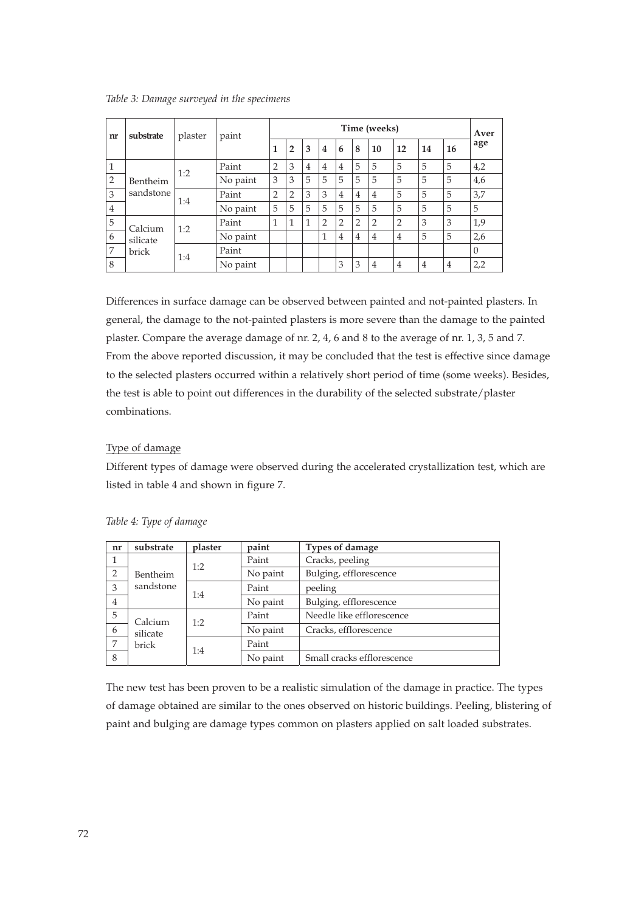*Table 3: Damage surveyed in the specimens*

| nr | substrate | plaster | paint | Time (weeks) | | | | | | | | | | Average |
|---|---|---|---|---|---|---|---|---|---|---|---|---|---|---|
| | | | | 1 | 2 | 3 | 4 | 6 | 8 | 10 | 12 | 14 | 16 | |
| 1 | Bentheim sandstone | 1:2 | Paint | 2 | 3 | 4 | 4 | 4 | 5 | 5 | 5 | 5 | 5 | 4,2 |
| 2 | | | No paint | 3 | 3 | 5 | 5 | 5 | 5 | 5 | 5 | 5 | 5 | 4,6 |
| 3 | | 1:4 | Paint | 2 | 2 | 3 | 3 | 4 | 4 | 4 | 5 | 5 | 5 | 3,7 |
| 4 | | | No paint | 5 | 5 | 5 | 5 | 5 | 5 | 5 | 5 | 5 | 5 | 5 |
| 5 | Calcium silicate brick | 1:2 | Paint | 1 | 1 | 1 | 2 | 2 | 2 | 2 | 2 | 3 | 3 | 1,9 |
| 6 | | | No paint | | | | 1 | 4 | 4 | 4 | 4 | 5 | 5 | 2,6 |
| 7 | | 1:4 | Paint | | | | | | | | | | | 0 |
| 8 | | | No paint | | | | | 3 | 3 | 4 | 4 | 4 | 4 | 2,2 |

Differences in surface damage can be observed between painted and not-painted plasters. In general, the damage to the not-painted plasters is more severe than the damage to the painted plaster. Compare the average damage of nr. 2, 4, 6 and 8 to the average of nr. 1, 3, 5 and 7. From the above reported discussion, it may be concluded that the test is effective since damage to the selected plasters occurred within a relatively short period of time (some weeks). Besides, the test is able to point out differences in the durability of the selected substrate/plaster combinations.

Type of damage

Different types of damage were observed during the accelerated crystallization test, which are listed in table 4 and shown in figure 7.

*Table 4: Type of damage*

| nr | substrate | plaster | paint | Types of damage |
|---|---|---|---|---|
| 1 | Bentheim sandstone | 1:2 | Paint | Cracks, peeling |
| 2 | | | No paint | Bulging, efflorescence |
| 3 | | 1:4 | Paint | peeling |
| 4 | | | No paint | Bulging, efflorescence |
| 5 | Calcium silicate brick | 1:2 | Paint | Needle like efflorescence |
| 6 | | | No paint | Cracks, efflorescence |
| 7 | | 1:4 | Paint | |
| 8 | | | No paint | Small cracks efflorescence |

The new test has been proven to be a realistic simulation of the damage in practice. The types of damage obtained are similar to the ones observed on historic buildings. Peeling, blistering of paint and bulging are damage types common on plasters applied on salt loaded substrates.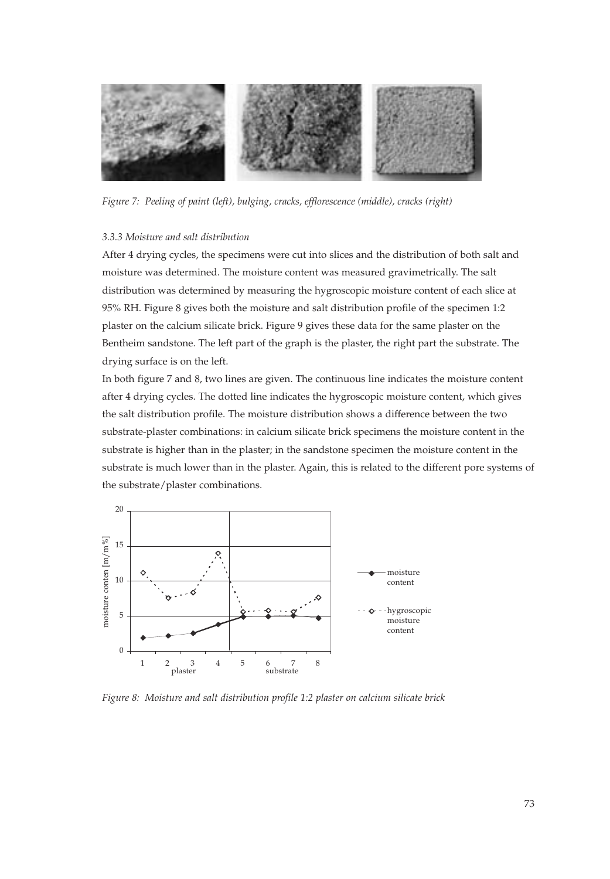*Figure 7: Peeling of paint (left), bulging, cracks, efflorescence (middle), cracks (right)*

### *3.3.3 Moisture and salt distribution*

After 4 drying cycles, the specimens were cut into slices and the distribution of both salt and moisture was determined. The moisture content was measured gravimetrically. The salt distribution was determined by measuring the hygroscopic moisture content of each slice at 95% RH. Figure 8 gives both the moisture and salt distribution profile of the specimen 1:2 plaster on the calcium silicate brick. Figure 9 gives these data for the same plaster on the Bentheim sandstone. The left part of the graph is the plaster, the right part the substrate. The drying surface is on the left.

In both figure 7 and 8, two lines are given. The continuous line indicates the moisture content after 4 drying cycles. The dotted line indicates the hygroscopic moisture content, which gives the salt distribution profile. The moisture distribution shows a difference between the two substrate-plaster combinations: in calcium silicate brick specimens the moisture content in the substrate is higher than in the plaster; in the sandstone specimen the moisture content in the substrate is much lower than in the plaster. Again, this is related to the different pore systems of the substrate/plaster combinations.

*Figure 8: Moisture and salt distribution profile 1:2 plaster on calcium silicate brick*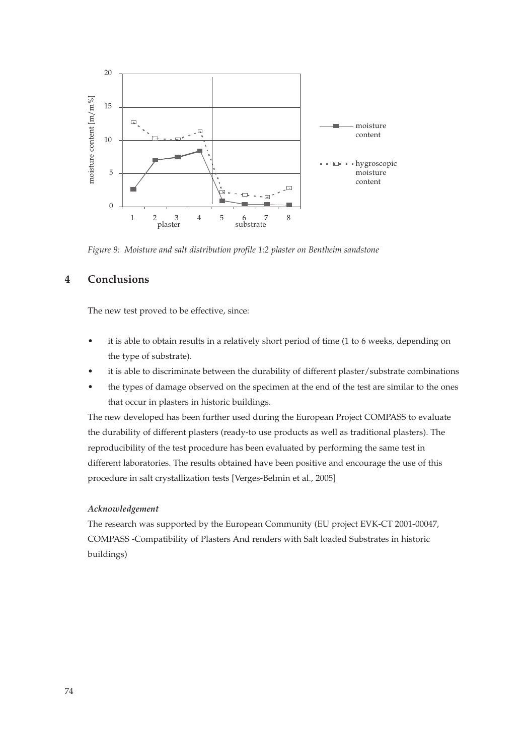*Figure 9: Moisture and salt distribution profile 1:2 plaster on Bentheim sandstone*

## 4 Conclusions

The new test proved to be effective, since:

- it is able to obtain results in a relatively short period of time (1 to 6 weeks, depending on the type of substrate).
- it is able to discriminate between the durability of different plaster/substrate combinations
- the types of damage observed on the specimen at the end of the test are similar to the ones that occur in plasters in historic buildings.

The new developed has been further used during the European Project COMPASS to evaluate the durability of different plasters (ready-to use products as well as traditional plasters). The reproducibility of the test procedure has been evaluated by performing the same test in different laboratories. The results obtained have been positive and encourage the use of this procedure in salt crystallization tests [Verges-Belmin et al., 2005]

### *Acknowledgement*

The research was supported by the European Community (EU project EVK-CT 2001-00047, COMPASS -Compatibility of Plasters And renders with Salt loaded Substrates in historic buildings)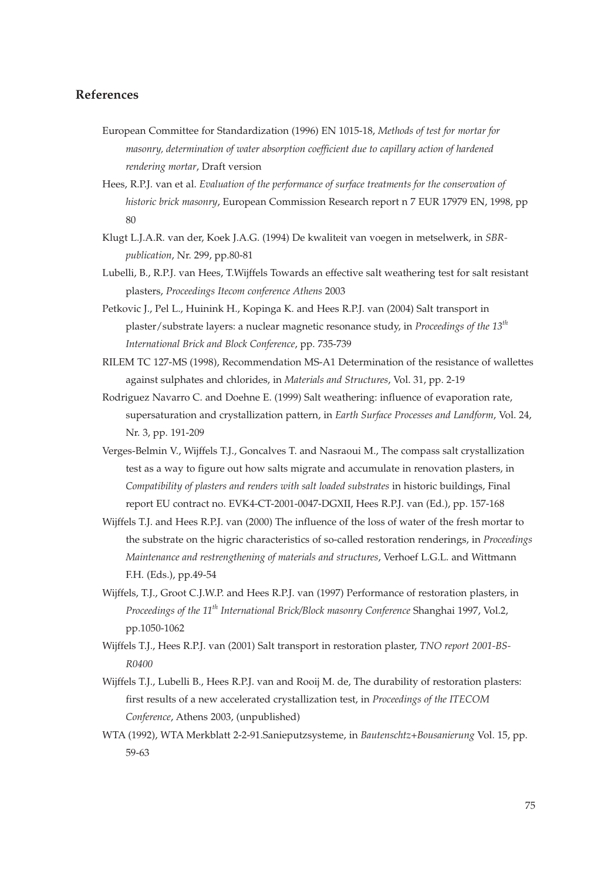## References

European Committee for Standardization (1996) EN 1015-18, *Methods of test for mortar for masonry, determination of water absorption coefficient due to capillary action of hardened rendering mortar*, Draft version

Hees, R.P.J. van et al. *Evaluation of the performance of surface treatments for the conservation of historic brick masonry*, European Commission Research report n 7 EUR 17979 EN, 1998, pp 80

Klugt L.J.A.R. van der, Koek J.A.G. (1994) De kwaliteit van voegen in metselwerk, in *SBR-publication*, Nr. 299, pp.80-81

Lubelli, B., R.P.J. van Hees, T.Wijffels Towards an effective salt weathering test for salt resistant plasters, *Proceedings Itecom conference Athens* 2003

Petkovic J., Pel L., Huinink H., Kopinga K. and Hees R.P.J. van (2004) Salt transport in plaster/substrate layers: a nuclear magnetic resonance study, in *Proceedings of the 13th International Brick and Block Conference*, pp. 735-739

RILEM TC 127-MS (1998), Recommendation MS-A1 Determination of the resistance of wallettes against sulphates and chlorides, in *Materials and Structures*, Vol. 31, pp. 2-19

Rodriguez Navarro C. and Doehne E. (1999) Salt weathering: influence of evaporation rate, supersaturation and crystallization pattern, in *Earth Surface Processes and Landform*, Vol. 24, Nr. 3, pp. 191-209

Verges-Belmin V., Wijffels T.J., Goncalves T. and Nasraoui M., The compass salt crystallization test as a way to figure out how salts migrate and accumulate in renovation plasters, in *Compatibility of plasters and renders with salt loaded substrates* in historic buildings, Final report EU contract no. EVK4-CT-2001-0047-DGXII, Hees R.P.J. van (Ed.), pp. 157-168

Wijffels T.J. and Hees R.P.J. van (2000) The influence of the loss of water of the fresh mortar to the substrate on the higric characteristics of so-called restoration renderings, in *Proceedings Maintenance and restrengthening of materials and structures*, Verhoef L.G.L. and Wittmann F.H. (Eds.), pp.49-54

Wijffels, T.J., Groot C.J.W.P. and Hees R.P.J. van (1997) Performance of restoration plasters, in *Proceedings of the 11th International Brick/Block masonry Conference* Shanghai 1997, Vol.2, pp.1050-1062

Wijffels T.J., Hees R.P.J. van (2001) Salt transport in restoration plaster, *TNO report 2001-BS-R0400*

Wijffels T.J., Lubelli B., Hees R.P.J. van and Rooij M. de, The durability of restoration plasters: first results of a new accelerated crystallization test, in *Proceedings of the ITECOM Conference*, Athens 2003, (unpublished)

WTA (1992), WTA Merkblatt 2-2-91.Sanieputzsysteme, in *Bautenschtz+Bousanierung* Vol. 15, pp. 59-63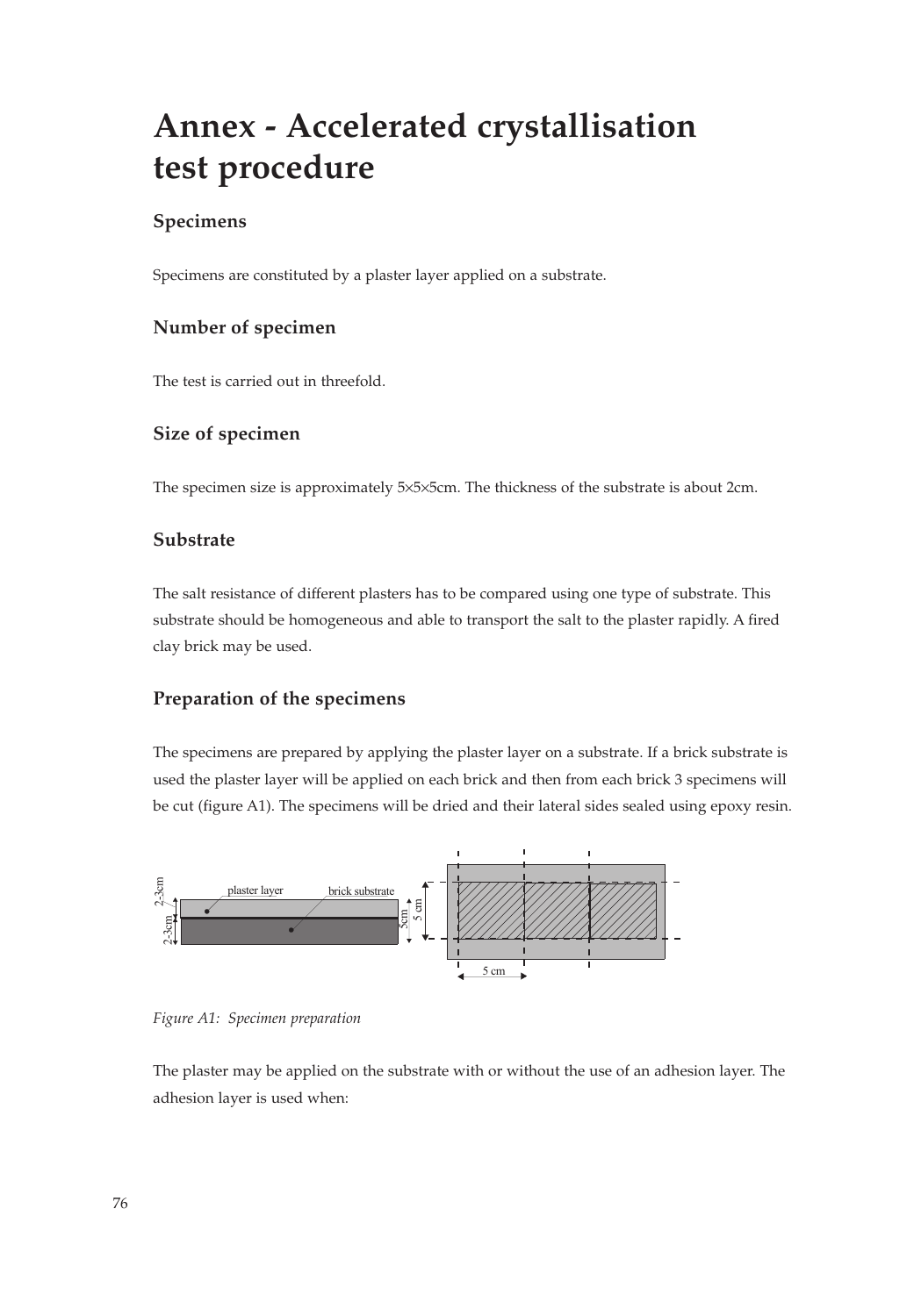# Annex - Accelerated crystallisation test procedure

## Specimens

Specimens are constituted by a plaster layer applied on a substrate.

### Number of specimen

The test is carried out in threefold.

### Size of specimen

The specimen size is approximately 5×5×5cm. The thickness of the substrate is about 2cm.

### Substrate

The salt resistance of different plasters has to be compared using one type of substrate. This substrate should be homogeneous and able to transport the salt to the plaster rapidly. A fired clay brick may be used.

### Preparation of the specimens

The specimens are prepared by applying the plaster layer on a substrate. If a brick substrate is used the plaster layer will be applied on each brick and then from each brick 3 specimens will be cut (figure A1). The specimens will be dried and their lateral sides sealed using epoxy resin.

*Figure A1: Specimen preparation*

The plaster may be applied on the substrate with or without the use of an adhesion layer. The adhesion layer is used when: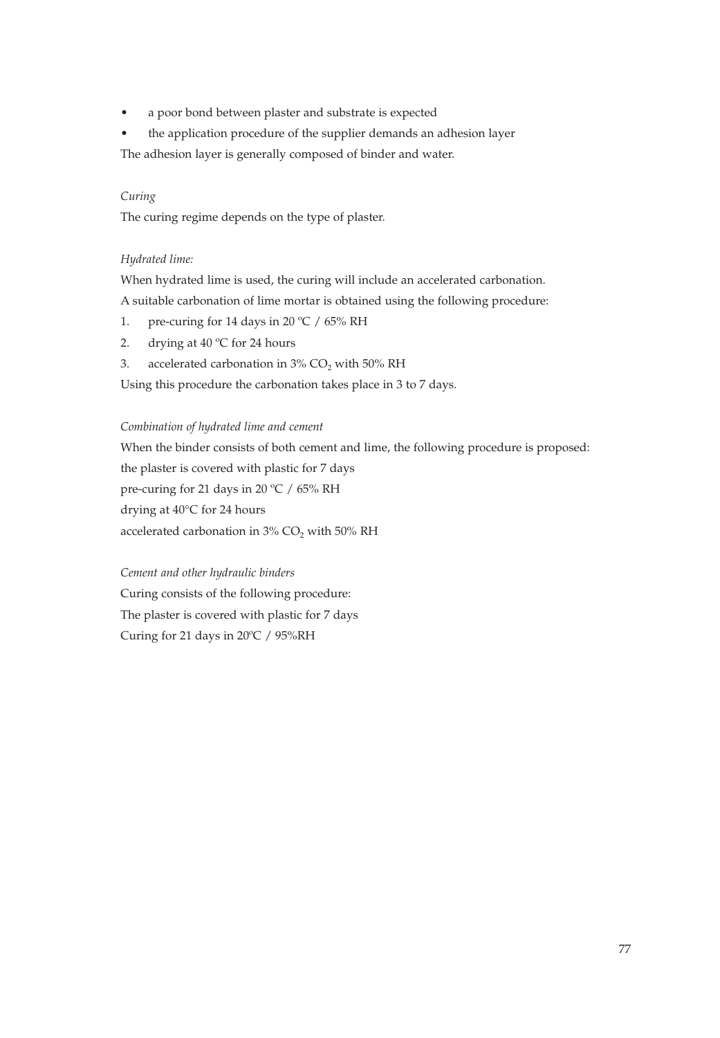- a poor bond between plaster and substrate is expected
- the application procedure of the supplier demands an adhesion layer

The adhesion layer is generally composed of binder and water.

*Curing*

The curing regime depends on the type of plaster.

*Hydrated lime:*

When hydrated lime is used, the curing will include an accelerated carbonation.

A suitable carbonation of lime mortar is obtained using the following procedure:

1. pre-curing for 14 days in 20 ºC / 65% RH
2. drying at 40 ºC for 24 hours
3. accelerated carbonation in 3% $CO_2$ with 50% RH

Using this procedure the carbonation takes place in 3 to 7 days.

*Combination of hydrated lime and cement*

When the binder consists of both cement and lime, the following procedure is proposed:

the plaster is covered with plastic for 7 days

pre-curing for 21 days in 20 ºC / 65% RH

drying at 40°C for 24 hours

accelerated carbonation in 3% $CO_2$ with 50% RH

*Cement and other hydraulic binders*

Curing consists of the following procedure:

The plaster is covered with plastic for 7 days

Curing for 21 days in 20ºC / 95%RH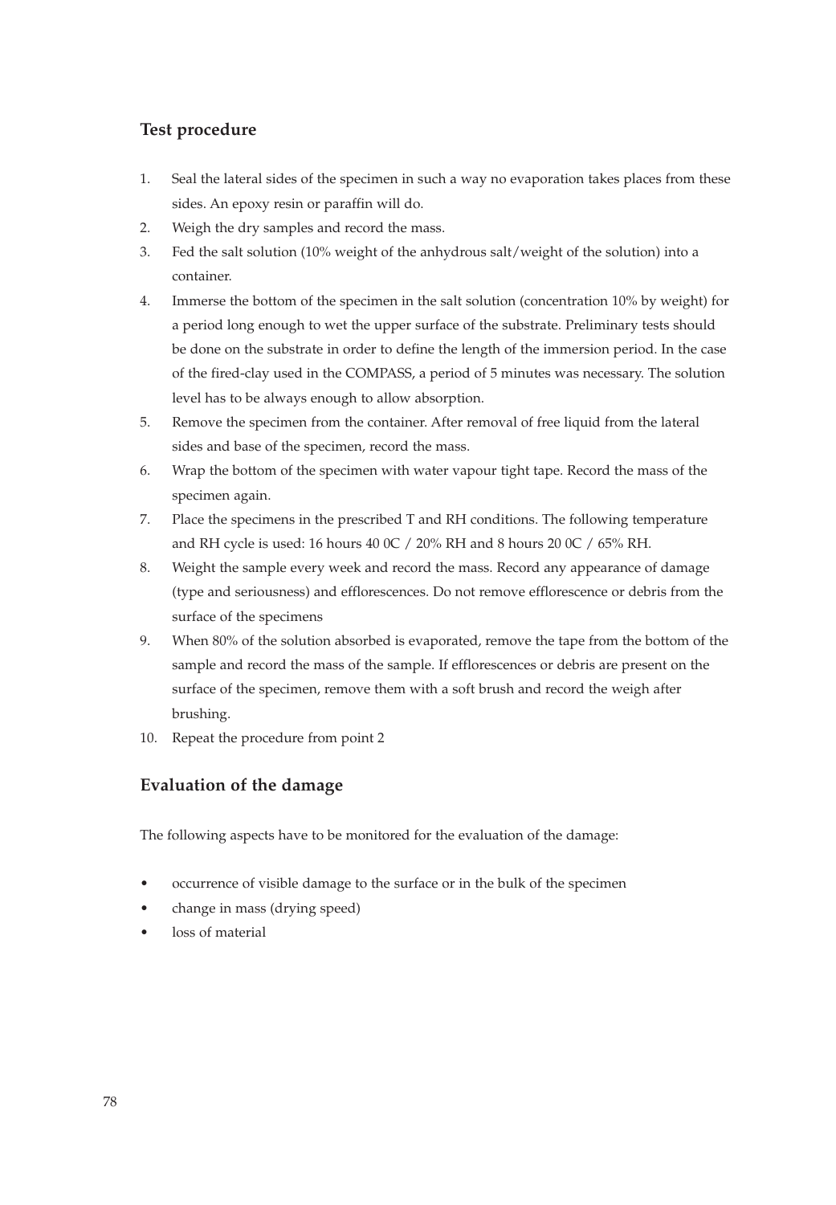## Test procedure

1. Seal the lateral sides of the specimen in such a way no evaporation takes places from these sides. An epoxy resin or paraffin will do.
2. Weigh the dry samples and record the mass.
3. Fed the salt solution (10% weight of the anhydrous salt/weight of the solution) into a container.
4. Immerse the bottom of the specimen in the salt solution (concentration 10% by weight) for a period long enough to wet the upper surface of the substrate. Preliminary tests should be done on the substrate in order to define the length of the immersion period. In the case of the fired-clay used in the COMPASS, a period of 5 minutes was necessary. The solution level has to be always enough to allow absorption.
5. Remove the specimen from the container. After removal of free liquid from the lateral sides and base of the specimen, record the mass.
6. Wrap the bottom of the specimen with water vapour tight tape. Record the mass of the specimen again.
7. Place the specimens in the prescribed T and RH conditions. The following temperature and RH cycle is used: 16 hours 40 0C / 20% RH and 8 hours 20 0C / 65% RH.
8. Weight the sample every week and record the mass. Record any appearance of damage (type and seriousness) and efflorescences. Do not remove efflorescence or debris from the surface of the specimens
9. When 80% of the solution absorbed is evaporated, remove the tape from the bottom of the sample and record the mass of the sample. If efflorescences or debris are present on the surface of the specimen, remove them with a soft brush and record the weigh after brushing.
10. Repeat the procedure from point 2

## Evaluation of the damage

The following aspects have to be monitored for the evaluation of the damage:

- occurrence of visible damage to the surface or in the bulk of the specimen
- change in mass (drying speed)
- loss of material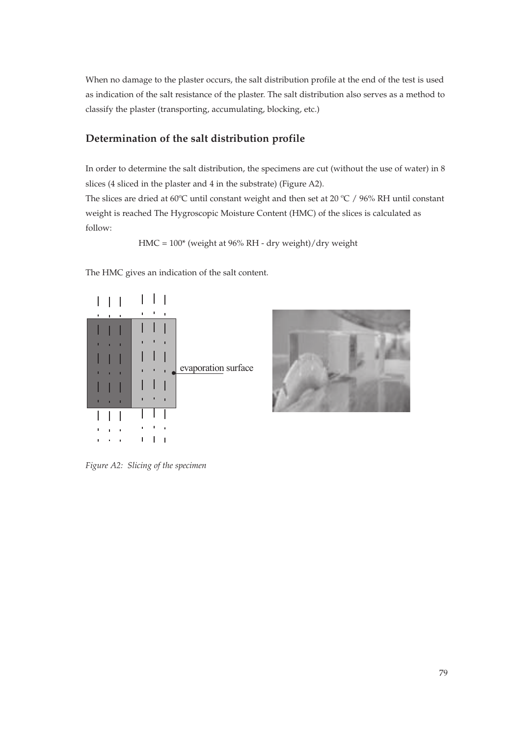When no damage to the plaster occurs, the salt distribution profile at the end of the test is used as indication of the salt resistance of the plaster. The salt distribution also serves as a method to classify the plaster (transporting, accumulating, blocking, etc.)

## Determination of the salt distribution profile

In order to determine the salt distribution, the specimens are cut (without the use of water) in 8 slices (4 sliced in the plaster and 4 in the substrate) (Figure A2).

The slices are dried at 60ºC until constant weight and then set at 20 ºC / 96% RH until constant weight is reached The Hygroscopic Moisture Content (HMC) of the slices is calculated as follow:

$$HMC = 100 * (\text{weight at 96\% RH} - \text{dry weight})/\text{dry weight}$$

The HMC gives an indication of the salt content.

evaporation surface

*Figure A2: Slicing of the specimen*